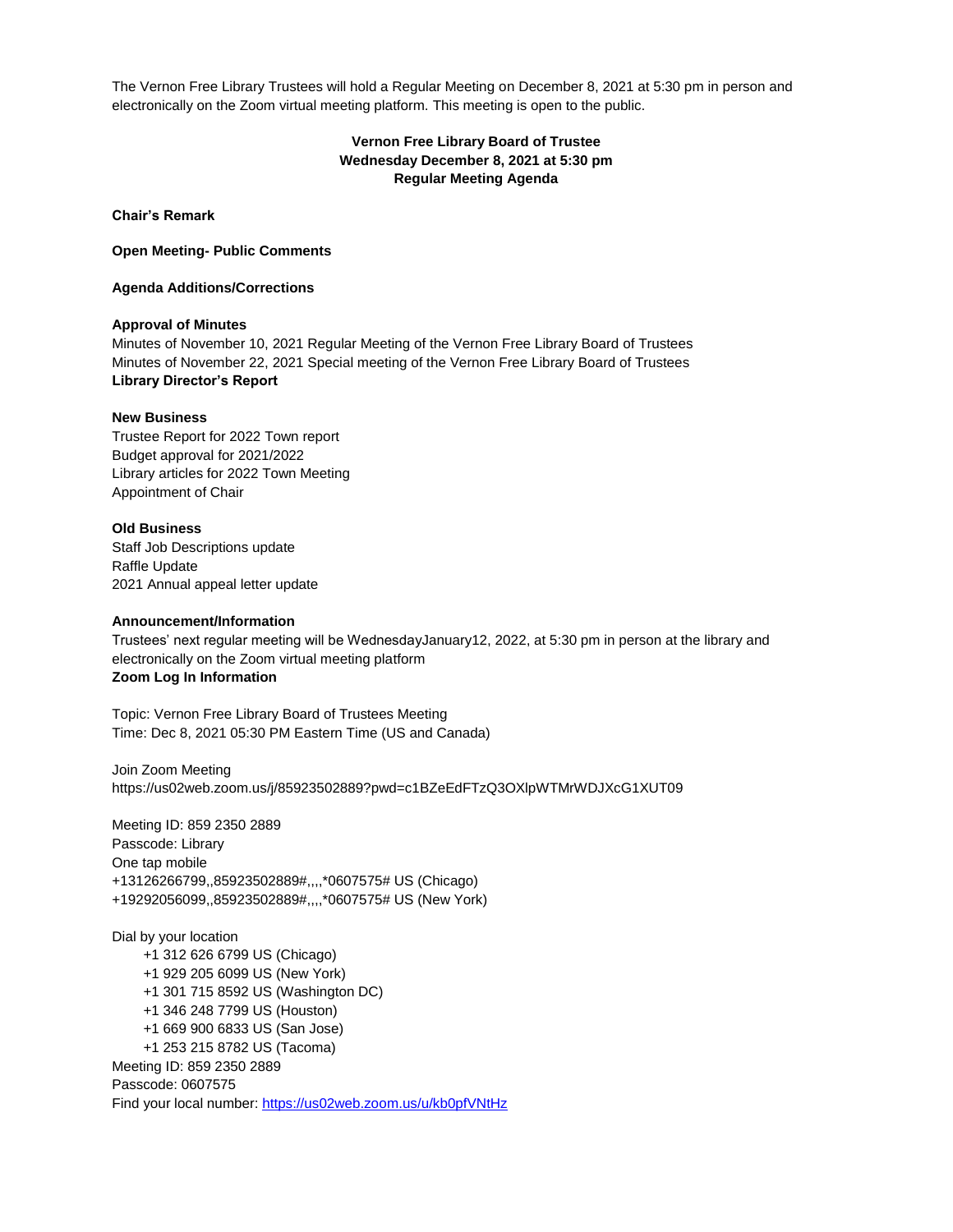The Vernon Free Library Trustees will hold a Regular Meeting on December 8, 2021 at 5:30 pm in person and electronically on the Zoom virtual meeting platform. This meeting is open to the public.

**Vernon Free Library Board of Trustee**
**Wednesday December 8, 2021 at 5:30 pm**
**Regular Meeting Agenda**

**Chair's Remark**

**Open Meeting- Public Comments**

**Agenda Additions/Corrections**

**Approval of Minutes**
Minutes of November 10, 2021 Regular Meeting of the Vernon Free Library Board of Trustees
Minutes of November 22, 2021 Special meeting of the Vernon Free Library Board of Trustees
**Library Director's Report**

**New Business**
Trustee Report for 2022 Town report
Budget approval for 2021/2022
Library articles for 2022 Town Meeting
Appointment of Chair

**Old Business**
Staff Job Descriptions update
Raffle Update
2021 Annual appeal letter update

**Announcement/Information**
Trustees' next regular meeting will be WednesdayJanuary12, 2022, at 5:30 pm in person at the library and electronically on the Zoom virtual meeting platform
**Zoom Log In Information**

Topic: Vernon Free Library Board of Trustees Meeting
Time: Dec 8, 2021 05:30 PM Eastern Time (US and Canada)

Join Zoom Meeting
https://us02web.zoom.us/j/85923502889?pwd=c1BZeEdFTzQ3OXlpWTMrWDJXcG1XUT09

Meeting ID: 859 2350 2889
Passcode: Library
One tap mobile
+13126266799,,85923502889#,,,,*0607575# US (Chicago)
+19292056099,,85923502889#,,,,*0607575# US (New York)

Dial by your location
- +1 312 626 6799 US (Chicago)
- +1 929 205 6099 US (New York)
- +1 301 715 8592 US (Washington DC)
- +1 346 248 7799 US (Houston)
- +1 669 900 6833 US (San Jose)
- +1 253 215 8782 US (Tacoma)

Meeting ID: 859 2350 2889
Passcode: 0607575
Find your local number: https://us02web.zoom.us/u/kb0pfVNtHz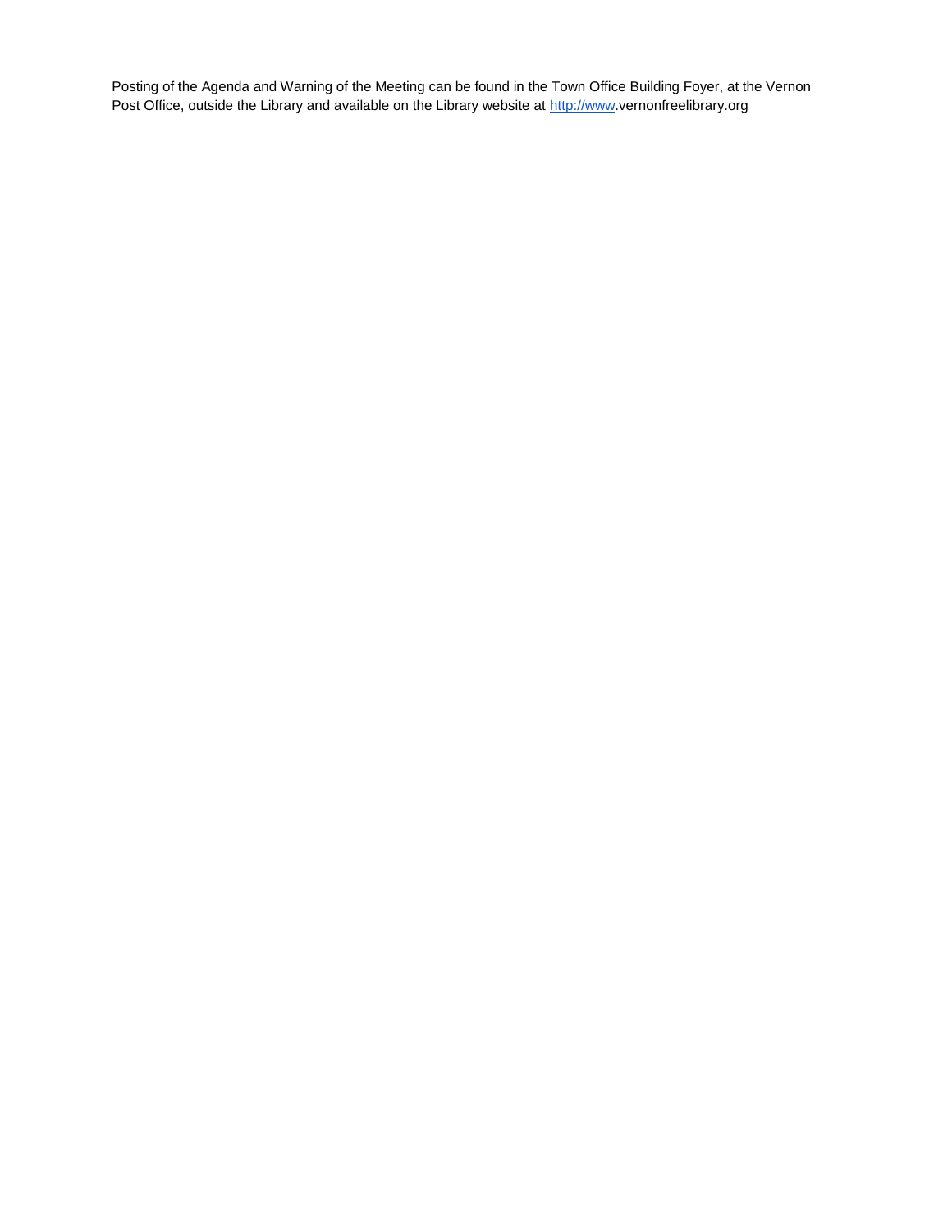Posting of the Agenda and Warning of the Meeting can be found in the Town Office Building Foyer, at the Vernon Post Office, outside the Library and available on the Library website at [http://www](http://www).vernonfreelibrary.org